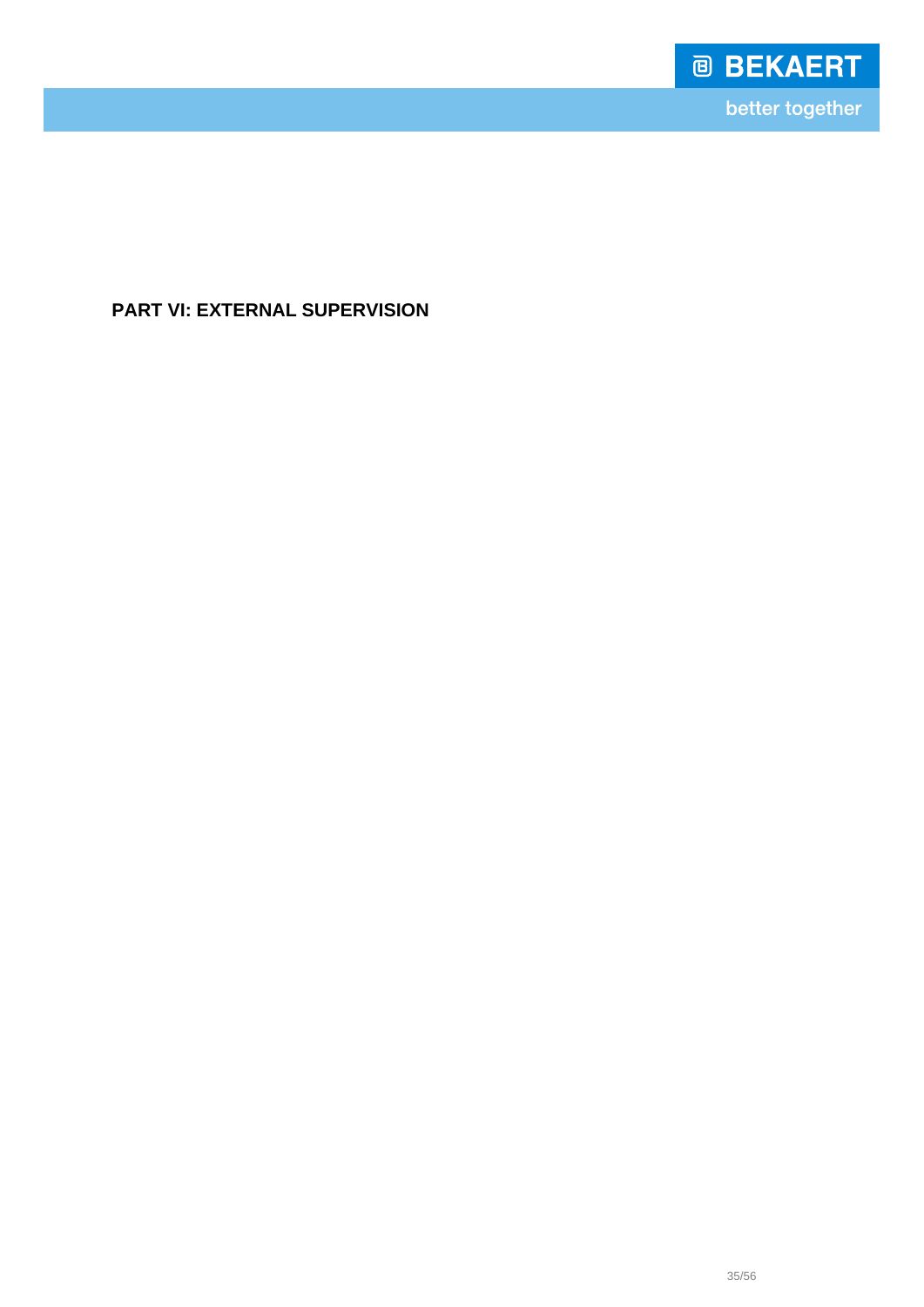# PART VI: EXTERNAL SUPERVISION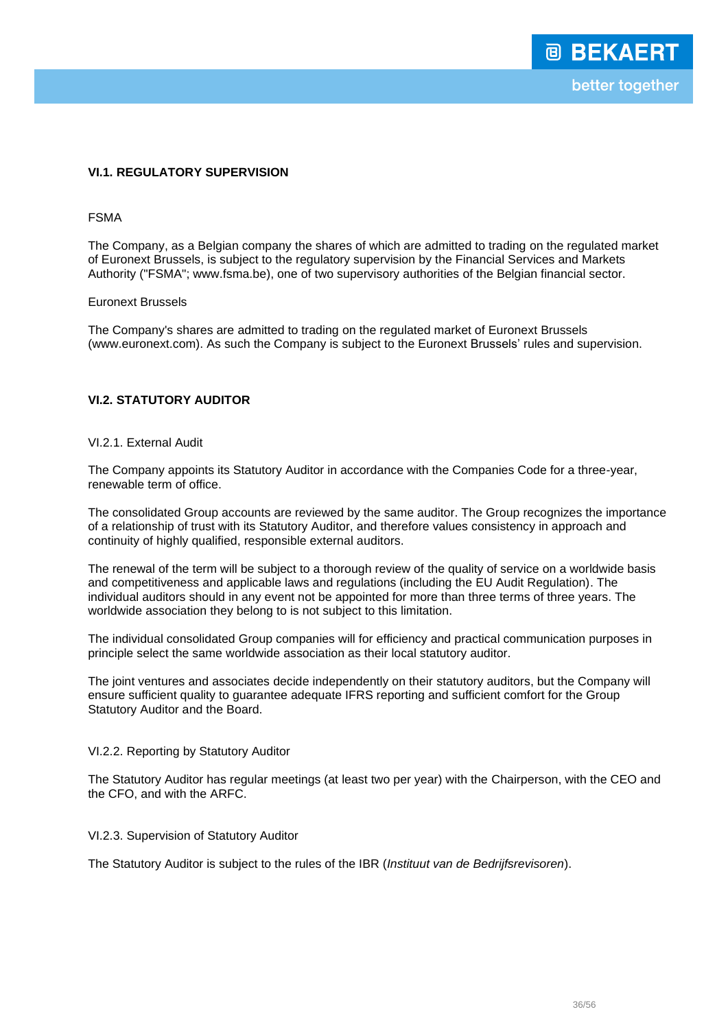## VI.1. REGULATORY SUPERVISION

FSMA

The Company, as a Belgian company the shares of which are admitted to trading on the regulated market of Euronext Brussels, is subject to the regulatory supervision by the Financial Services and Markets Authority ("FSMA"; www.fsma.be), one of two supervisory authorities of the Belgian financial sector.

Euronext Brussels

The Company's shares are admitted to trading on the regulated market of Euronext Brussels (www.euronext.com). As such the Company is subject to the Euronext Brussels' rules and supervision.

## VI.2. STATUTORY AUDITOR

### VI.2.1. External Audit

The Company appoints its Statutory Auditor in accordance with the Companies Code for a three-year, renewable term of office.

The consolidated Group accounts are reviewed by the same auditor. The Group recognizes the importance of a relationship of trust with its Statutory Auditor, and therefore values consistency in approach and continuity of highly qualified, responsible external auditors.

The renewal of the term will be subject to a thorough review of the quality of service on a worldwide basis and competitiveness and applicable laws and regulations (including the EU Audit Regulation). The individual auditors should in any event not be appointed for more than three terms of three years. The worldwide association they belong to is not subject to this limitation.

The individual consolidated Group companies will for efficiency and practical communication purposes in principle select the same worldwide association as their local statutory auditor.

The joint ventures and associates decide independently on their statutory auditors, but the Company will ensure sufficient quality to guarantee adequate IFRS reporting and sufficient comfort for the Group Statutory Auditor and the Board.

### VI.2.2. Reporting by Statutory Auditor

The Statutory Auditor has regular meetings (at least two per year) with the Chairperson, with the CEO and the CFO, and with the ARFC.

### VI.2.3. Supervision of Statutory Auditor

The Statutory Auditor is subject to the rules of the IBR (*Instituut van de Bedrijfsrevisoren*).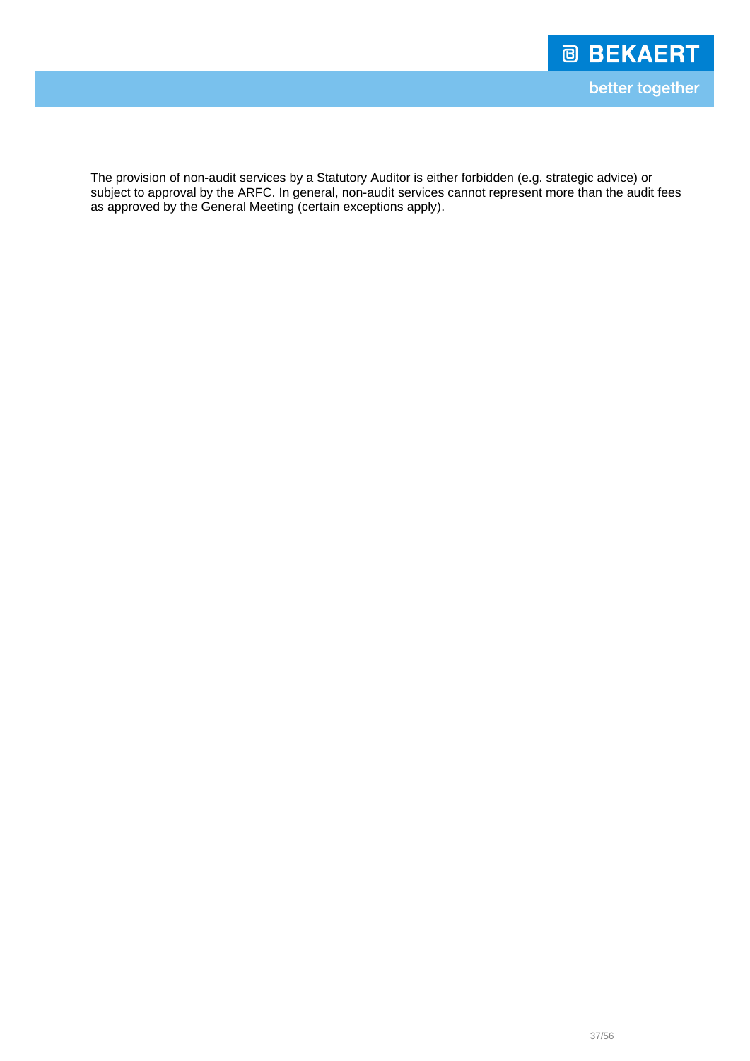The provision of non-audit services by a Statutory Auditor is either forbidden (e.g. strategic advice) or subject to approval by the ARFC. In general, non-audit services cannot represent more than the audit fees as approved by the General Meeting (certain exceptions apply).